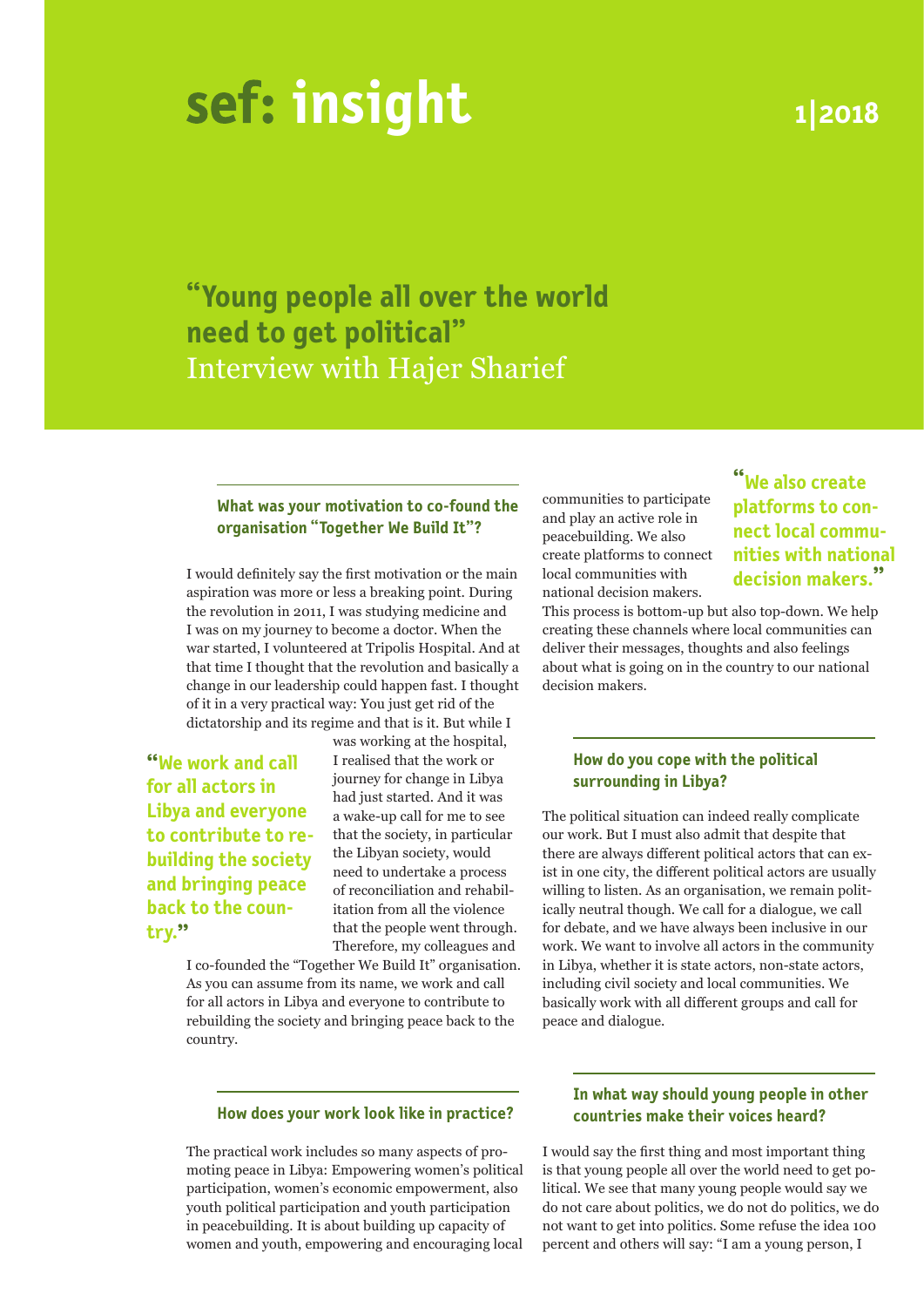# sef: insight

1|2018

## "Young people all over the world need to get political"

Interview with Hajer Sharief

### What was your motivation to co-found the organisation "Together We Build It"?

I would definitely say the first motivation or the main aspiration was more or less a breaking point. During the revolution in 2011, I was studying medicine and I was on my journey to become a doctor. When the war started, I volunteered at Tripolis Hospital. And at that time I thought that the revolution and basically a change in our leadership could happen fast. I thought of it in a very practical way: You just get rid of the dictatorship and its regime and that is it. But while I was working at the hospital, I realised that the work or journey for change in Libya had just started. And it was a wake-up call for me to see that the society, in particular the Libyan society, would need to undertake a process of reconciliation and rehabilitation from all the violence that the people went through. Therefore, my colleagues and I co-founded the "Together We Build It" organisation. As you can assume from its name, we work and call for all actors in Libya and everyone to contribute to rebuilding the society and bringing peace back to the country.

> **"We work and call for all actors in Libya and everyone to contribute to rebuilding the society and bringing peace back to the country."**

### How does your work look like in practice?

The practical work includes so many aspects of promoting peace in Libya: Empowering women's political participation, women's economic empowerment, also youth political participation and youth participation in peacebuilding. It is about building up capacity of women and youth, empowering and encouraging local communities to participate and play an active role in peacebuilding. We also create platforms to connect local communities with national decision makers. This process is bottom-up but also top-down. We help creating these channels where local communities can deliver their messages, thoughts and also feelings about what is going on in the country to our national decision makers.

> **"We also create platforms to connect local communities with national decision makers."**

### How do you cope with the political surrounding in Libya?

The political situation can indeed really complicate our work. But I must also admit that despite that there are always different political actors that can exist in one city, the different political actors are usually willing to listen. As an organisation, we remain politically neutral though. We call for a dialogue, we call for debate, and we have always been inclusive in our work. We want to involve all actors in the community in Libya, whether it is state actors, non-state actors, including civil society and local communities. We basically work with all different groups and call for peace and dialogue.

### In what way should young people in other countries make their voices heard?

I would say the first thing and most important thing is that young people all over the world need to get political. We see that many young people would say we do not care about politics, we do not do politics, we do not want to get into politics. Some refuse the idea 100 percent and others will say: "I am a young person, I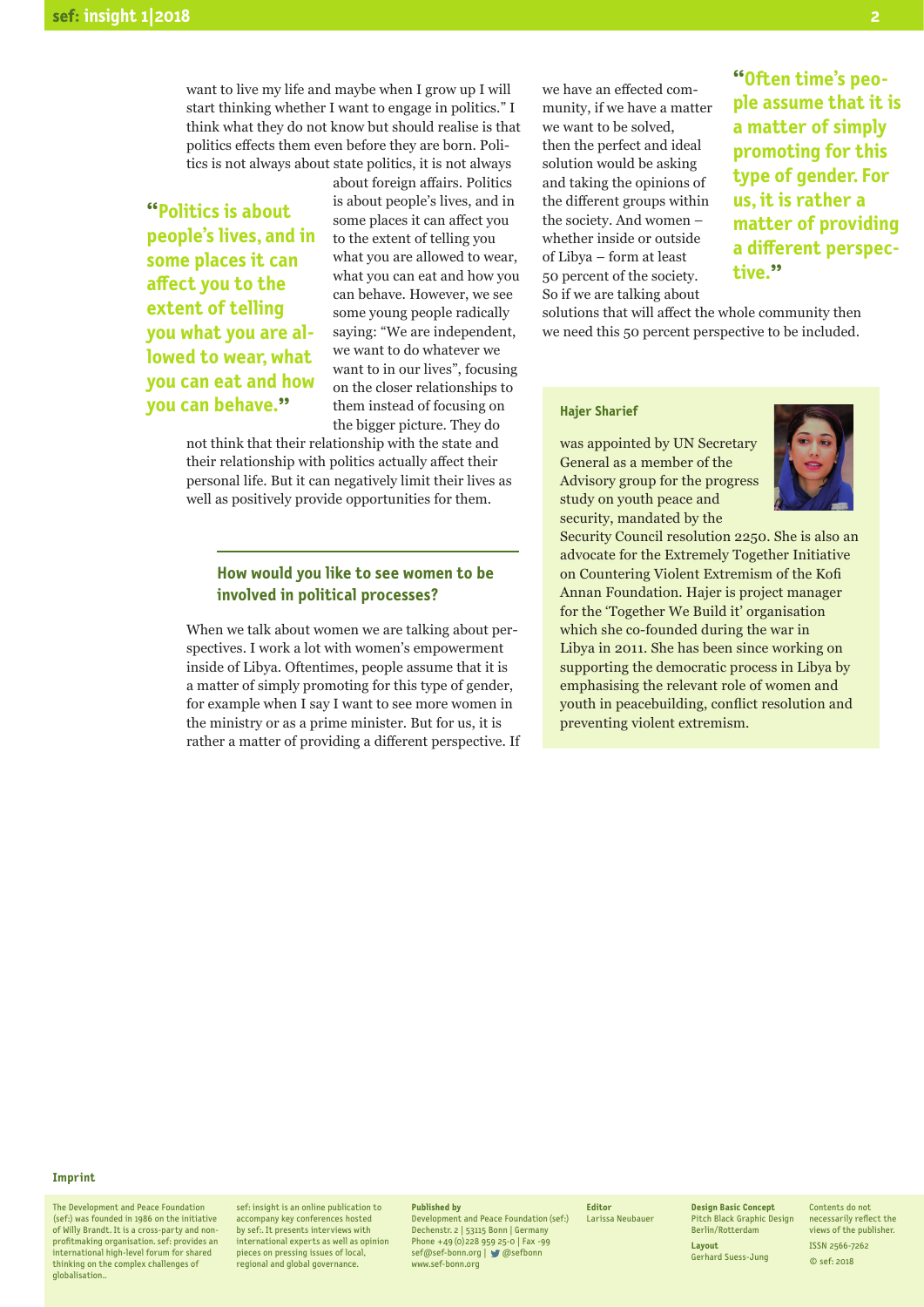want to live my life and maybe when I grow up I will start thinking whether I want to engage in politics." I think what they do not know but should realise is that politics effects them even before they are born. Politics is not always about state politics, it is not always about foreign affairs. Politics is about people's lives, and in some places it can affect you to the extent of telling you what you are allowed to wear, what you can eat and how you can behave. However, we see some young people radically saying: "We are independent, we want to do whatever we want to in our lives", focusing on the closer relationships to them instead of focusing on the bigger picture. They do not think that their relationship with the state and their relationship with politics actually affect their personal life. But it can negatively limit their lives as well as positively provide opportunities for them.

> **"Politics is about people's lives, and in some places it can affect you to the extent of telling you what you are allowed to wear, what you can eat and how you can behave."**

### How would you like to see women to be involved in political processes?

When we talk about women we are talking about perspectives. I work a lot with women's empowerment inside of Libya. Oftentimes, people assume that it is a matter of simply promoting for this type of gender, for example when I say I want to see more women in the ministry or as a prime minister. But for us, it is rather a matter of providing a different perspective. If we have an effected community, if we have a matter we want to be solved, then the perfect and ideal solution would be asking and taking the opinions of the different groups within the society. And women – whether inside or outside of Libya – form at least 50 percent of the society. So if we are talking about solutions that will affect the whole community then we need this 50 percent perspective to be included.

> **"Often time's people assume that it is a matter of simply promoting for this type of gender. For us, it is rather a matter of providing a different perspective."**

**Hajer Sharief**

was appointed by UN Secretary General as a member of the Advisory group for the progress study on youth peace and security, mandated by the Security Council resolution 2250. She is also an advocate for the Extremely Together Initiative on Countering Violent Extremism of the Kofi Annan Foundation. Hajer is project manager for the 'Together We Build it' organisation which she co-founded during the war in Libya in 2011. She has been since working on supporting the democratic process in Libya by emphasising the relevant role of women and youth in peacebuilding, conflict resolution and preventing violent extremism.

**Imprint**

The Development and Peace Foundation (sef:) was founded in 1986 on the initiative of Willy Brandt. It is a cross-party and non-profitmaking organisation. sef: provides an international high-level forum for shared thinking on the complex challenges of globalisation..

sef: insight is an online publication to accompany key conferences hosted by sef:. It presents interviews with international experts as well as opinion pieces on pressing issues of local, regional and global governance.

**Published by**
Development and Peace Foundation (sef:)
Dechenstr. 2 | 53115 Bonn | Germany
Phone +49 (0)228 959 25-0 | Fax -99
sef@sef-bonn.org | @sefbonn
www.sef-bonn.org

**Editor**
Larissa Neubauer

**Design Basic Concept**
Pitch Black Graphic Design
Berlin/Rotterdam

**Layout**
Gerhard Suess-Jung

Contents do not necessarily reflect the views of the publisher.

ISSN 2566-7262

© sef: 2018